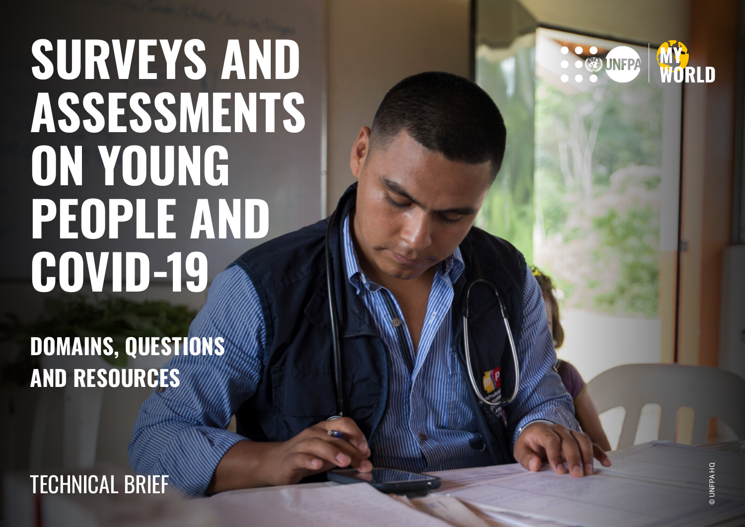# SURVEYS AND ASSESSMENTS ON YOUNG PEOPLE AND COVID-19

## DOMAINS, QUESTIONS AND RESOURCES

TECHNICAL BRIEF

© UNFPA HQ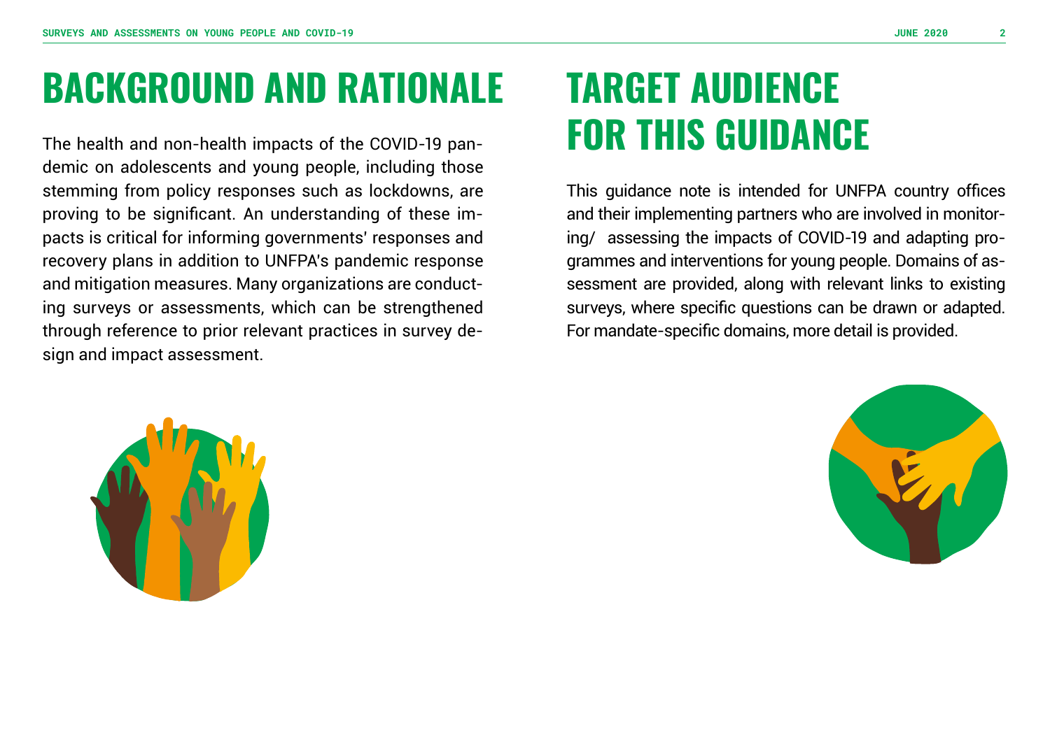# BACKGROUND AND RATIONALE

The health and non-health impacts of the COVID-19 pandemic on adolescents and young people, including those stemming from policy responses such as lockdowns, are proving to be significant. An understanding of these impacts is critical for informing governments' responses and recovery plans in addition to UNFPA's pandemic response and mitigation measures. Many organizations are conducting surveys or assessments, which can be strengthened through reference to prior relevant practices in survey design and impact assessment.

# TARGET AUDIENCE FOR THIS GUIDANCE

This guidance note is intended for UNFPA country offices and their implementing partners who are involved in monitoring/ assessing the impacts of COVID-19 and adapting programmes and interventions for young people. Domains of assessment are provided, along with relevant links to existing surveys, where specific questions can be drawn or adapted. For mandate-specific domains, more detail is provided.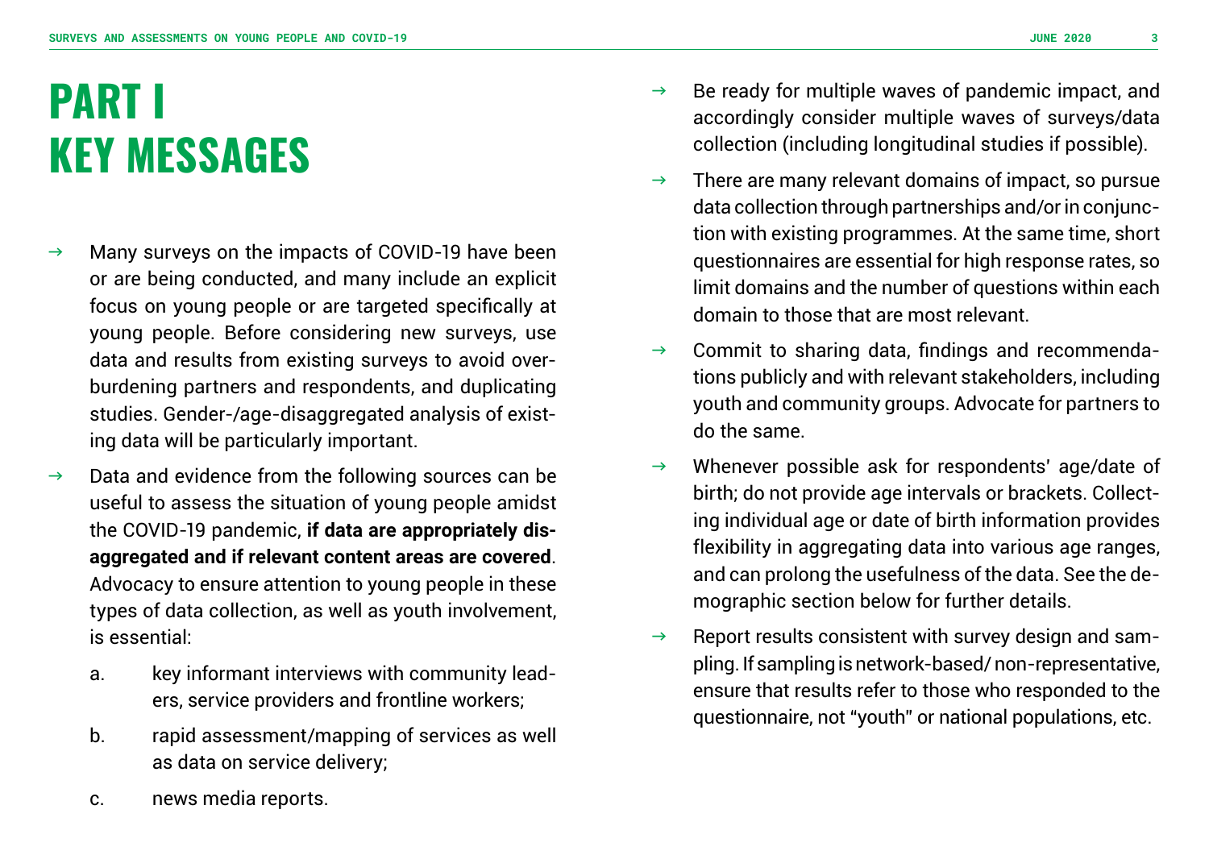# PART I KEY MESSAGES

- Many surveys on the impacts of COVID-19 have been or are being conducted, and many include an explicit focus on young people or are targeted specifically at young people. Before considering new surveys, use data and results from existing surveys to avoid overburdening partners and respondents, and duplicating studies. Gender-/age-disaggregated analysis of existing data will be particularly important.
- Data and evidence from the following sources can be useful to assess the situation of young people amidst the COVID-19 pandemic, **if data are appropriately disaggregated and if relevant content areas are covered**. Advocacy to ensure attention to young people in these types of data collection, as well as youth involvement, is essential:
  a. key informant interviews with community leaders, service providers and frontline workers;
  b. rapid assessment/mapping of services as well as data on service delivery;
  c. news media reports.
- Be ready for multiple waves of pandemic impact, and accordingly consider multiple waves of surveys/data collection (including longitudinal studies if possible).
- There are many relevant domains of impact, so pursue data collection through partnerships and/or in conjunction with existing programmes. At the same time, short questionnaires are essential for high response rates, so limit domains and the number of questions within each domain to those that are most relevant.
- Commit to sharing data, findings and recommendations publicly and with relevant stakeholders, including youth and community groups. Advocate for partners to do the same.
- Whenever possible ask for respondents' age/date of birth; do not provide age intervals or brackets. Collecting individual age or date of birth information provides flexibility in aggregating data into various age ranges, and can prolong the usefulness of the data. See the demographic section below for further details.
- Report results consistent with survey design and sampling. If sampling is network-based/ non-representative, ensure that results refer to those who responded to the questionnaire, not "youth" or national populations, etc.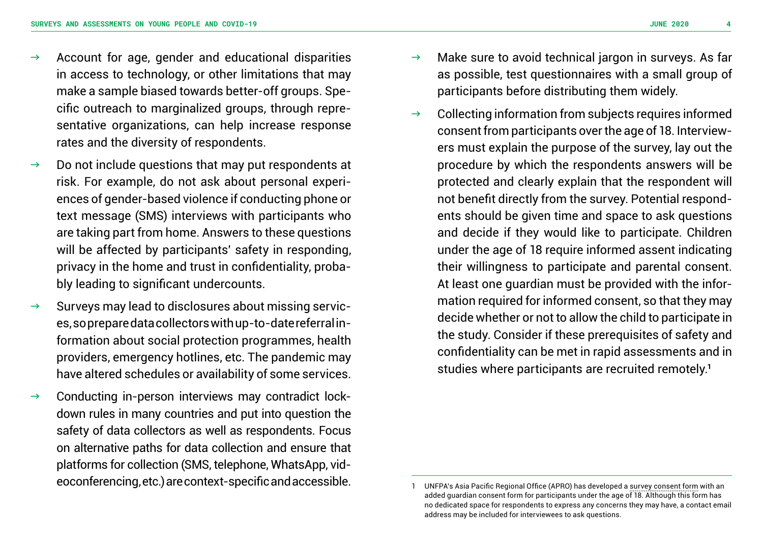- Account for age, gender and educational disparities in access to technology, or other limitations that may make a sample biased towards better-off groups. Specific outreach to marginalized groups, through representative organizations, can help increase response rates and the diversity of respondents.
- Do not include questions that may put respondents at risk. For example, do not ask about personal experiences of gender-based violence if conducting phone or text message (SMS) interviews with participants who are taking part from home. Answers to these questions will be affected by participants' safety in responding, privacy in the home and trust in confidentiality, probably leading to significant undercounts.
- Surveys may lead to disclosures about missing services, so prepare data collectors with up-to-date referral information about social protection programmes, health providers, emergency hotlines, etc. The pandemic may have altered schedules or availability of some services.
- Conducting in-person interviews may contradict lockdown rules in many countries and put into question the safety of data collectors as well as respondents. Focus on alternative paths for data collection and ensure that platforms for collection (SMS, telephone, WhatsApp, videoconferencing, etc.) are context-specific and accessible.
- Make sure to avoid technical jargon in surveys. As far as possible, test questionnaires with a small group of participants before distributing them widely.
- Collecting information from subjects requires informed consent from participants over the age of 18. Interviewers must explain the purpose of the survey, lay out the procedure by which the respondents answers will be protected and clearly explain that the respondent will not benefit directly from the survey. Potential respondents should be given time and space to ask questions and decide if they would like to participate. Children under the age of 18 require informed assent indicating their willingness to participate and parental consent. At least one guardian must be provided with the information required for informed consent, so that they may decide whether or not to allow the child to participate in the study. Consider if these prerequisites of safety and confidentiality can be met in rapid assessments and in studies where participants are recruited remotely.[1]

---

1 UNFPA's Asia Pacific Regional Office (APRO) has developed a survey consent form with an added guardian consent form for participants under the age of 18. Although this form has no dedicated space for respondents to express any concerns they may have, a contact email address may be included for interviewees to ask questions.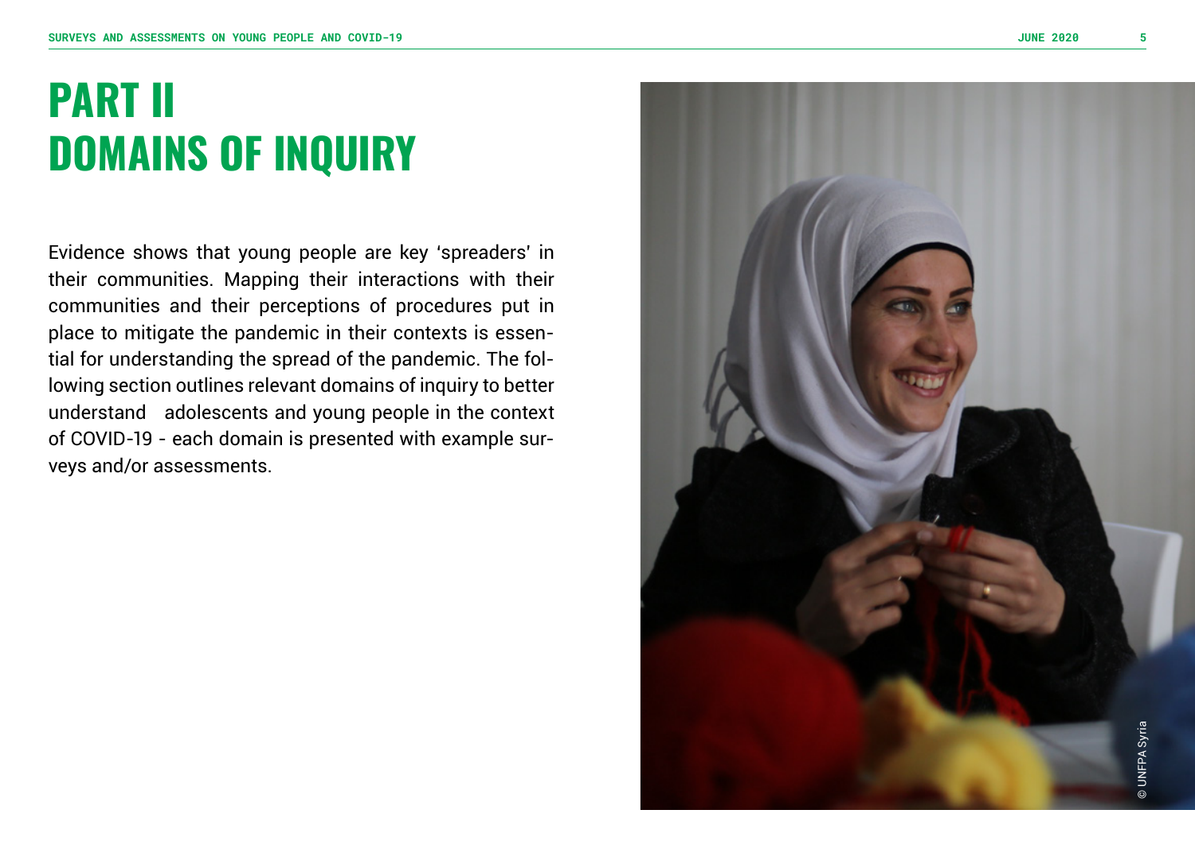# PART II
# DOMAINS OF INQUIRY

Evidence shows that young people are key 'spreaders' in their communities. Mapping their interactions with their communities and their perceptions of procedures put in place to mitigate the pandemic in their contexts is essential for understanding the spread of the pandemic. The following section outlines relevant domains of inquiry to better understand adolescents and young people in the context of COVID-19 - each domain is presented with example surveys and/or assessments.

© UNFPA Syria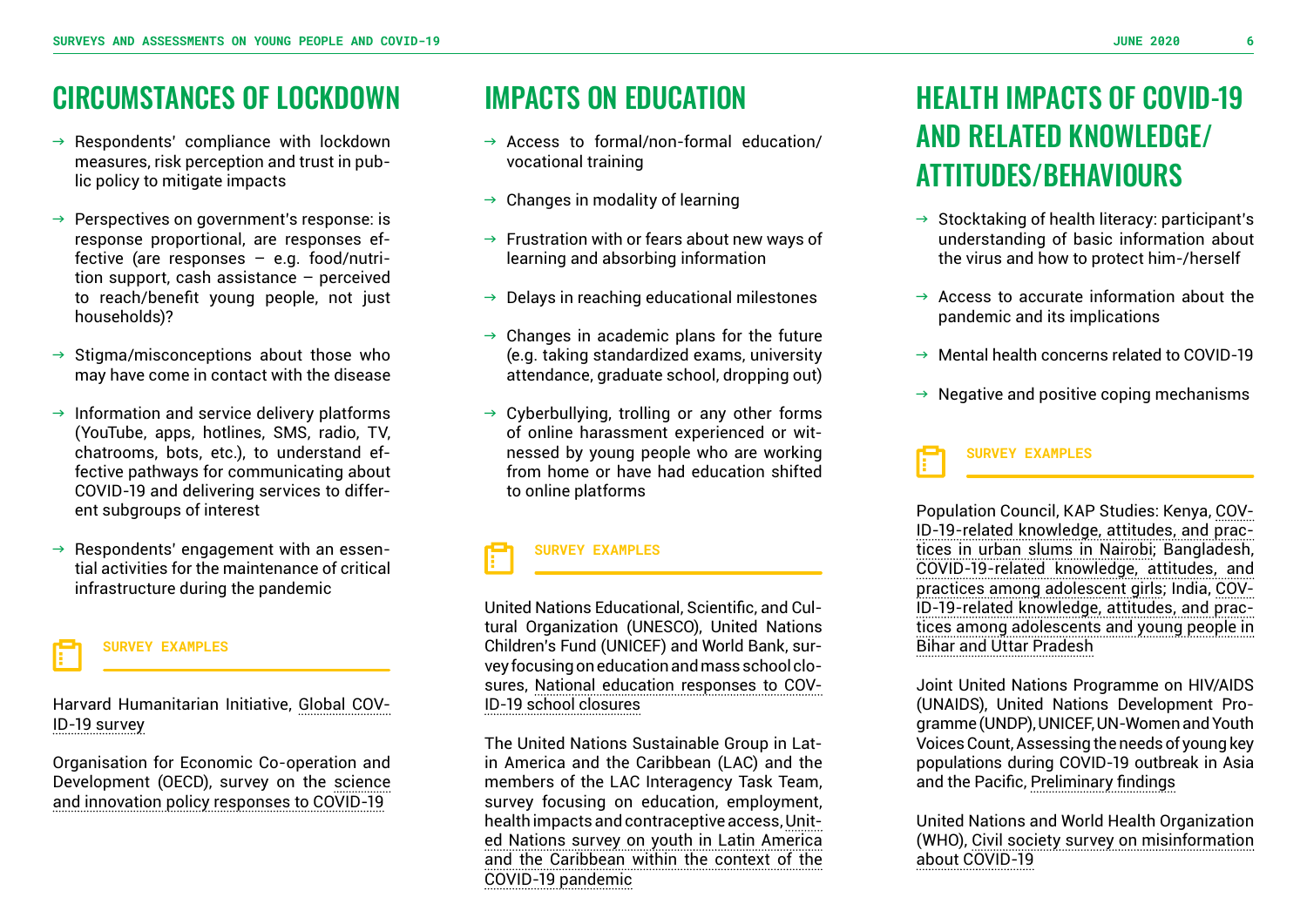## CIRCUMSTANCES OF LOCKDOWN

- Respondents' compliance with lockdown measures, risk perception and trust in public policy to mitigate impacts
- Perspectives on government's response: is response proportional, are responses effective (are responses – e.g. food/nutrition support, cash assistance – perceived to reach/benefit young people, not just households)?
- Stigma/misconceptions about those who may have come in contact with the disease
- Information and service delivery platforms (YouTube, apps, hotlines, SMS, radio, TV, chatrooms, bots, etc.), to understand effective pathways for communicating about COVID-19 and delivering services to different subgroups of interest
- Respondents' engagement with an essential activities for the maintenance of critical infrastructure during the pandemic

### SURVEY EXAMPLES

Harvard Humanitarian Initiative, Global COVID-19 survey

Organisation for Economic Co-operation and Development (OECD), survey on the science and innovation policy responses to COVID-19

## IMPACTS ON EDUCATION

- Access to formal/non-formal education/vocational training
- Changes in modality of learning
- Frustration with or fears about new ways of learning and absorbing information
- Delays in reaching educational milestones
- Changes in academic plans for the future (e.g. taking standardized exams, university attendance, graduate school, dropping out)
- Cyberbullying, trolling or any other forms of online harassment experienced or witnessed by young people who are working from home or have had education shifted to online platforms

### SURVEY EXAMPLES

United Nations Educational, Scientific, and Cultural Organization (UNESCO), United Nations Children's Fund (UNICEF) and World Bank, survey focusing on education and mass school closures, National education responses to COVID-19 school closures

The United Nations Sustainable Group in Latin America and the Caribbean (LAC) and the members of the LAC Interagency Task Team, survey focusing on education, employment, health impacts and contraceptive access, United Nations survey on youth in Latin America and the Caribbean within the context of the COVID-19 pandemic

## HEALTH IMPACTS OF COVID-19 AND RELATED KNOWLEDGE/ ATTITUDES/BEHAVIOURS

- Stocktaking of health literacy: participant's understanding of basic information about the virus and how to protect him-/herself
- Access to accurate information about the pandemic and its implications
- Mental health concerns related to COVID-19
- Negative and positive coping mechanisms

### SURVEY EXAMPLES

Population Council, KAP Studies: Kenya, COVID-19-related knowledge, attitudes, and practices in urban slums in Nairobi; Bangladesh, COVID-19-related knowledge, attitudes, and practices among adolescent girls; India, COVID-19-related knowledge, attitudes, and practices among adolescents and young people in Bihar and Uttar Pradesh

Joint United Nations Programme on HIV/AIDS (UNAIDS), United Nations Development Programme (UNDP), UNICEF, UN-Women and Youth Voices Count, Assessing the needs of young key populations during COVID-19 outbreak in Asia and the Pacific, Preliminary findings

United Nations and World Health Organization (WHO), Civil society survey on misinformation about COVID-19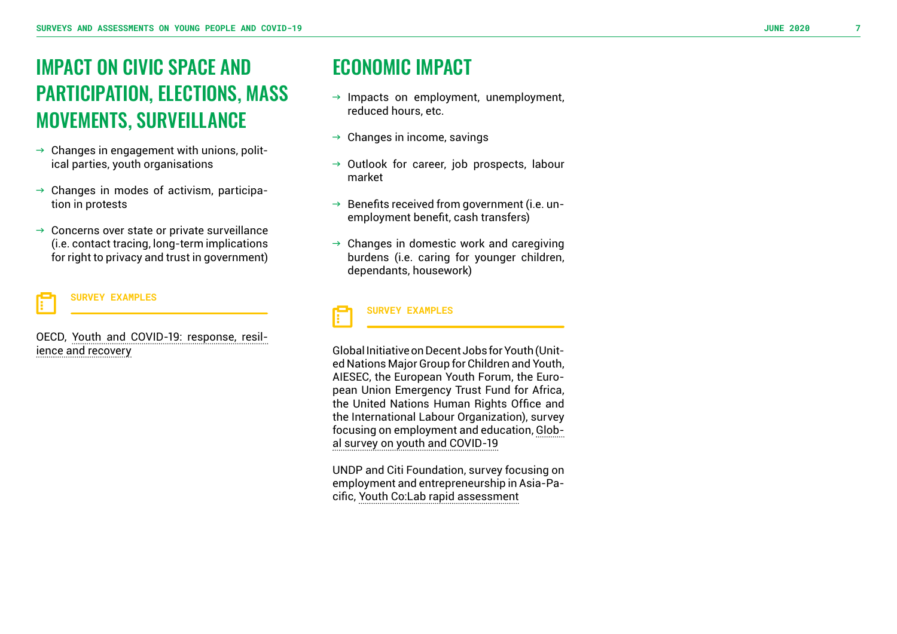## IMPACT ON CIVIC SPACE AND PARTICIPATION, ELECTIONS, MASS MOVEMENTS, SURVEILLANCE

- Changes in engagement with unions, political parties, youth organisations
- Changes in modes of activism, participation in protests
- Concerns over state or private surveillance (i.e. contact tracing, long-term implications for right to privacy and trust in government)

### SURVEY EXAMPLES

OECD, Youth and COVID-19: response, resilience and recovery

## ECONOMIC IMPACT

- Impacts on employment, unemployment, reduced hours, etc.
- Changes in income, savings
- Outlook for career, job prospects, labour market
- Benefits received from government (i.e. unemployment benefit, cash transfers)
- Changes in domestic work and caregiving burdens (i.e. caring for younger children, dependants, housework)

### SURVEY EXAMPLES

Global Initiative on Decent Jobs for Youth (United Nations Major Group for Children and Youth, AIESEC, the European Youth Forum, the European Union Emergency Trust Fund for Africa, the United Nations Human Rights Office and the International Labour Organization), survey focusing on employment and education, Global survey on youth and COVID-19

UNDP and Citi Foundation, survey focusing on employment and entrepreneurship in Asia-Pacific, Youth Co:Lab rapid assessment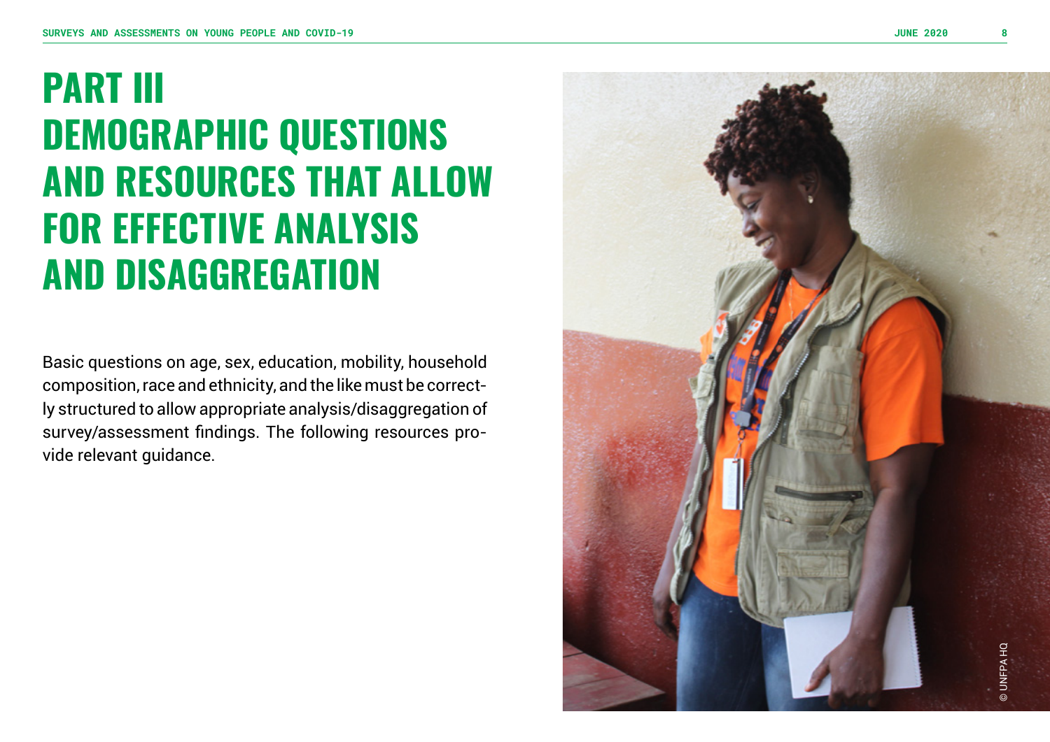# PART III
# DEMOGRAPHIC QUESTIONS AND RESOURCES THAT ALLOW FOR EFFECTIVE ANALYSIS AND DISAGGREGATION

Basic questions on age, sex, education, mobility, household composition, race and ethnicity, and the like must be correctly structured to allow appropriate analysis/disaggregation of survey/assessment findings. The following resources provide relevant guidance.

© UNFPA HQ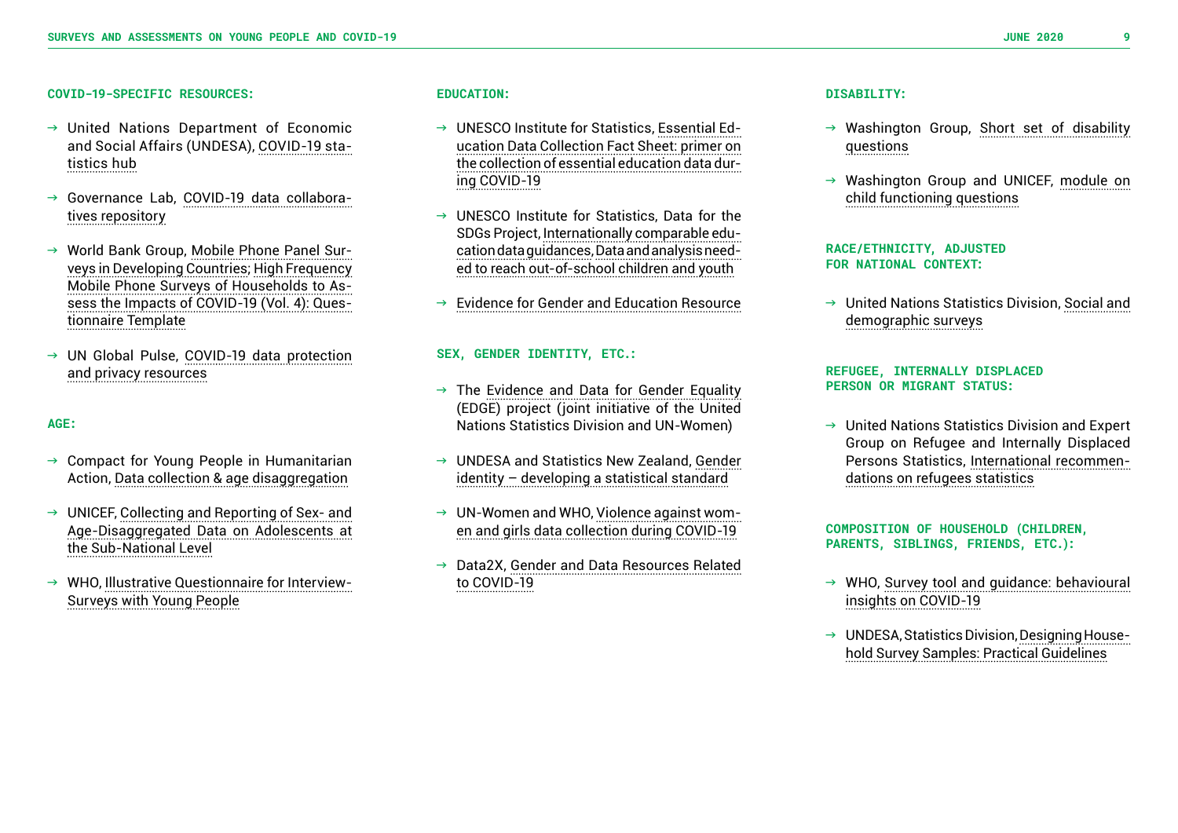## COVID-19-SPECIFIC RESOURCES:

- → United Nations Department of Economic and Social Affairs (UNDESA), COVID-19 statistics hub
- → Governance Lab, COVID-19 data collaboratives repository
- → World Bank Group, Mobile Phone Panel Surveys in Developing Countries; High Frequency Mobile Phone Surveys of Households to Assess the Impacts of COVID-19 (Vol. 4): Questionnaire Template
- → UN Global Pulse, COVID-19 data protection and privacy resources

## AGE:

- → Compact for Young People in Humanitarian Action, Data collection & age disaggregation
- → UNICEF, Collecting and Reporting of Sex- and Age-Disaggregated Data on Adolescents at the Sub-National Level
- → WHO, Illustrative Questionnaire for Interview-Surveys with Young People

## EDUCATION:

- → UNESCO Institute for Statistics, Essential Education Data Collection Fact Sheet: primer on the collection of essential education data during COVID-19
- → UNESCO Institute for Statistics, Data for the SDGs Project, Internationally comparable education data guidances, Data and analysis needed to reach out-of-school children and youth
- → Evidence for Gender and Education Resource

## SEX, GENDER IDENTITY, ETC.:

- → The Evidence and Data for Gender Equality (EDGE) project (joint initiative of the United Nations Statistics Division and UN-Women)
- → UNDESA and Statistics New Zealand, Gender identity – developing a statistical standard
- → UN-Women and WHO, Violence against women and girls data collection during COVID-19
- → Data2X, Gender and Data Resources Related to COVID-19

## DISABILITY:

- → Washington Group, Short set of disability questions
- → Washington Group and UNICEF, module on child functioning questions

## RACE/ETHNICITY, ADJUSTED FOR NATIONAL CONTEXT:

- → United Nations Statistics Division, Social and demographic surveys

## REFUGEE, INTERNALLY DISPLACED PERSON OR MIGRANT STATUS:

- → United Nations Statistics Division and Expert Group on Refugee and Internally Displaced Persons Statistics, International recommendations on refugees statistics

## COMPOSITION OF HOUSEHOLD (CHILDREN, PARENTS, SIBLINGS, FRIENDS, ETC.):

- → WHO, Survey tool and guidance: behavioural insights on COVID-19
- → UNDESA, Statistics Division, Designing Household Survey Samples: Practical Guidelines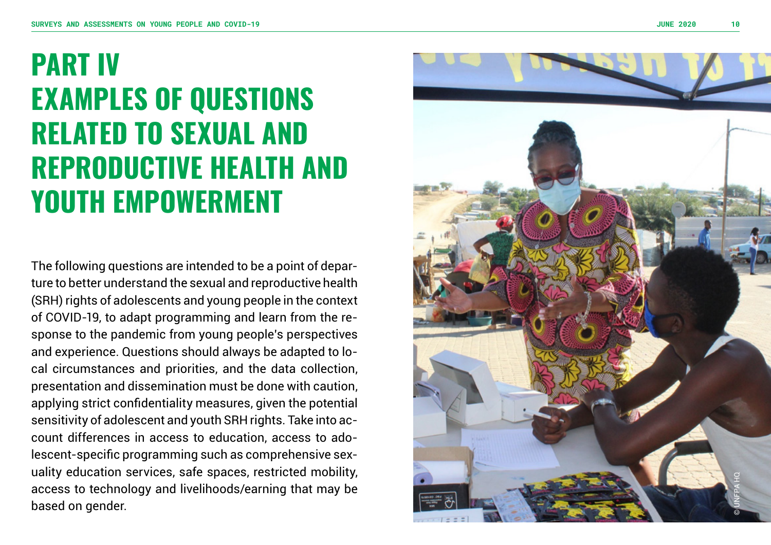# PART IV EXAMPLES OF QUESTIONS RELATED TO SEXUAL AND REPRODUCTIVE HEALTH AND YOUTH EMPOWERMENT

The following questions are intended to be a point of departure to better understand the sexual and reproductive health (SRH) rights of adolescents and young people in the context of COVID-19, to adapt programming and learn from the response to the pandemic from young people's perspectives and experience. Questions should always be adapted to local circumstances and priorities, and the data collection, presentation and dissemination must be done with caution, applying strict confidentiality measures, given the potential sensitivity of adolescent and youth SRH rights. Take into account differences in access to education, access to adolescent-specific programming such as comprehensive sexuality education services, safe spaces, restricted mobility, access to technology and livelihoods/earning that may be based on gender.

© UNFPA HQ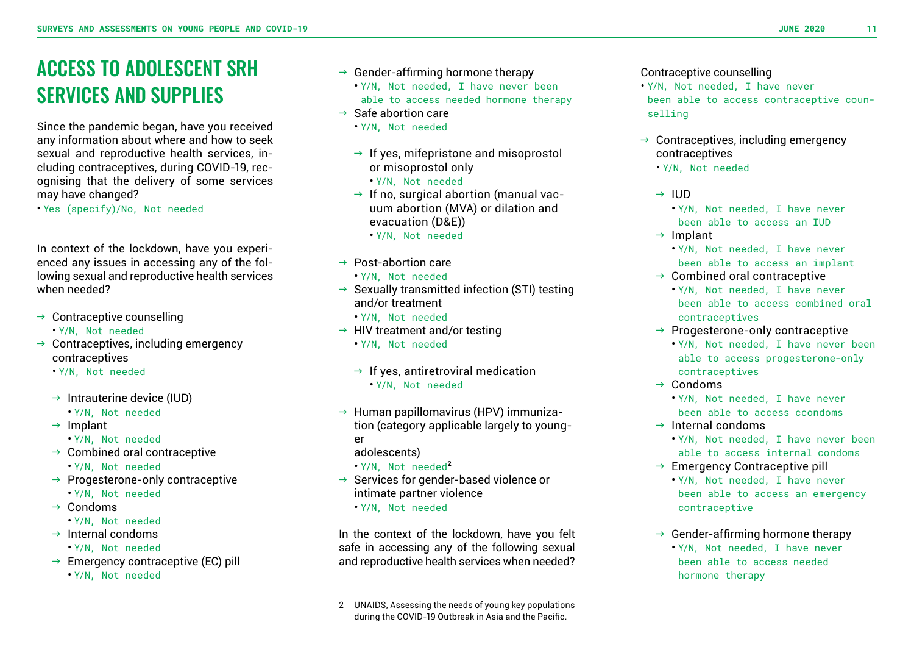# ACCESS TO ADOLESCENT SRH SERVICES AND SUPPLIES

Since the pandemic began, have you received any information about where and how to seek sexual and reproductive health services, including contraceptives, during COVID-19, recognising that the delivery of some services may have changed?

- Yes (specify)/No, Not needed

In context of the lockdown, have you experienced any issues in accessing any of the following sexual and reproductive health services when needed?

→ Contraceptive counselling
- Y/N, Not needed

→ Contraceptives, including emergency contraceptives
- Y/N, Not needed

  → Intrauterine device (IUD)
  - Y/N, Not needed

  → Implant
  - Y/N, Not needed

  → Combined oral contraceptive
  - Y/N, Not needed

  → Progesterone-only contraceptive
  - Y/N, Not needed

  → Condoms
  - Y/N, Not needed

  → Internal condoms
  - Y/N, Not needed

  → Emergency contraceptive (EC) pill
  - Y/N, Not needed

→ Gender-affirming hormone therapy
- Y/N, Not needed, I have never been able to access needed hormone therapy

→ Safe abortion care
- Y/N, Not needed

  → If yes, mifepristone and misoprostol or misoprostol only
  - Y/N, Not needed

  → If no, surgical abortion (manual vacuum abortion (MVA) or dilation and evacuation (D&E))
  - Y/N, Not needed

→ Post-abortion care
- Y/N, Not needed

→ Sexually transmitted infection (STI) testing and/or treatment
- Y/N, Not needed

→ HIV treatment and/or testing
- Y/N, Not needed

  → If yes, antiretroviral medication
  - Y/N, Not needed

→ Human papillomavirus (HPV) immunization (category applicable largely to younger adolescents)
- Y/N, Not needed[2]

→ Services for gender-based violence or intimate partner violence
- Y/N, Not needed

In the context of the lockdown, have you felt safe in accessing any of the following sexual and reproductive health services when needed?

Contraceptive counselling
- Y/N, Not needed, I have never been able to access contraceptive counselling

→ Contraceptives, including emergency contraceptives
- Y/N, Not needed

  → IUD
  - Y/N, Not needed, I have never been able to access an IUD

  → Implant
  - Y/N, Not needed, I have never been able to access an implant

  → Combined oral contraceptive
  - Y/N, Not needed, I have never been able to access combined oral contraceptives

  → Progesterone-only contraceptive
  - Y/N, Not needed, I have never been able to access progesterone-only contraceptives

  → Condoms
  - Y/N, Not needed, I have never been able to access ccondoms

  → Internal condoms
  - Y/N, Not needed, I have never been able to access internal condoms

  → Emergency Contraceptive pill
  - Y/N, Not needed, I have never been able to access an emergency contraceptive

  → Gender-affirming hormone therapy
  - Y/N, Not needed, I have never been able to access needed hormone therapy

---

2 UNAIDS, Assessing the needs of young key populations during the COVID-19 Outbreak in Asia and the Pacific.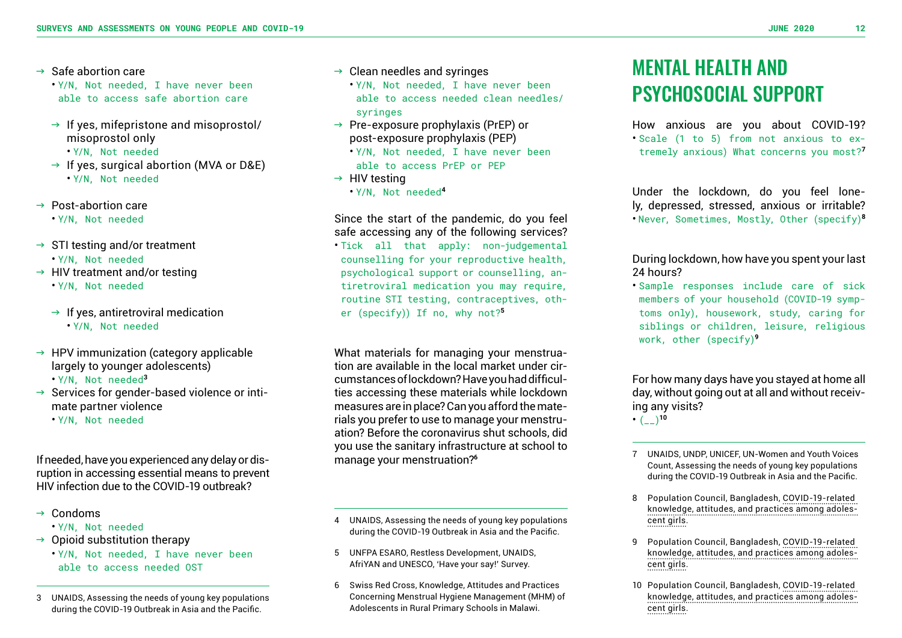- → Safe abortion care
  - Y/N, Not needed, I have never been able to access safe abortion care
  - → If yes, mifepristone and misoprostol/misoprostol only
    - Y/N, Not needed
  - → If yes, surgical abortion (MVA or D&E)
    - Y/N, Not needed
- → Post-abortion care
  - Y/N, Not needed
- → STI testing and/or treatment
  - Y/N, Not needed
- → HIV treatment and/or testing
  - Y/N, Not needed
  - → If yes, antiretroviral medication
    - Y/N, Not needed
- → HPV immunization (category applicable largely to younger adolescents)
  - Y/N, Not needed[3]
- → Services for gender-based violence or intimate partner violence
  - Y/N, Not needed

If needed, have you experienced any delay or disruption in accessing essential means to prevent HIV infection due to the COVID-19 outbreak?

- → Condoms
  - Y/N, Not needed
- → Opioid substitution therapy
  - Y/N, Not needed, I have never been able to access needed OST
- → Clean needles and syringes
  - Y/N, Not needed, I have never been able to access needed clean needles/syringes
- → Pre-exposure prophylaxis (PrEP) or post-exposure prophylaxis (PEP)
  - Y/N, Not needed, I have never been able to access PrEP or PEP
- → HIV testing
  - Y/N, Not needed[4]

Since the start of the pandemic, do you feel safe accessing any of the following services?
- Tick all that apply: non-judgemental counselling for your reproductive health, psychological support or counselling, antiretroviral medication you may require, routine STI testing, contraceptives, other (specify)) If no, why not?[5]

What materials for managing your menstruation are available in the local market under circumstances of lockdown? Have you had difficulties accessing these materials while lockdown measures are in place? Can you afford the materials you prefer to use to manage your menstruation? Before the coronavirus shut schools, did you use the sanitary infrastructure at school to manage your menstruation?[6]

# MENTAL HEALTH AND PSYCHOSOCIAL SUPPORT

How anxious are you about COVID-19?
- Scale (1 to 5) from not anxious to extremely anxious) What concerns you most?[7]

Under the lockdown, do you feel lonely, depressed, stressed, anxious or irritable?
- Never, Sometimes, Mostly, Other (specify)[8]

During lockdown, how have you spent your last 24 hours?
- Sample responses include care of sick members of your household (COVID-19 symptoms only), housework, study, caring for siblings or children, leisure, religious work, other (specify)[9]

For how many days have you stayed at home all day, without going out at all and without receiving any visits?
- (__)[10]

---

3 UNAIDS, Assessing the needs of young key populations during the COVID-19 Outbreak in Asia and the Pacific.

4 UNAIDS, Assessing the needs of young key populations during the COVID-19 Outbreak in Asia and the Pacific.

5 UNFPA ESARO, Restless Development, UNAIDS, AfriYAN and UNESCO, 'Have your say!' Survey.

6 Swiss Red Cross, Knowledge, Attitudes and Practices Concerning Menstrual Hygiene Management (MHM) of Adolescents in Rural Primary Schools in Malawi.

7 UNAIDS, UNDP, UNICEF, UN-Women and Youth Voices Count, Assessing the needs of young key populations during the COVID-19 Outbreak in Asia and the Pacific.

8 Population Council, Bangladesh, COVID-19-related knowledge, attitudes, and practices among adolescent girls.

9 Population Council, Bangladesh, COVID-19-related knowledge, attitudes, and practices among adolescent girls.

10 Population Council, Bangladesh, COVID-19-related knowledge, attitudes, and practices among adolescent girls.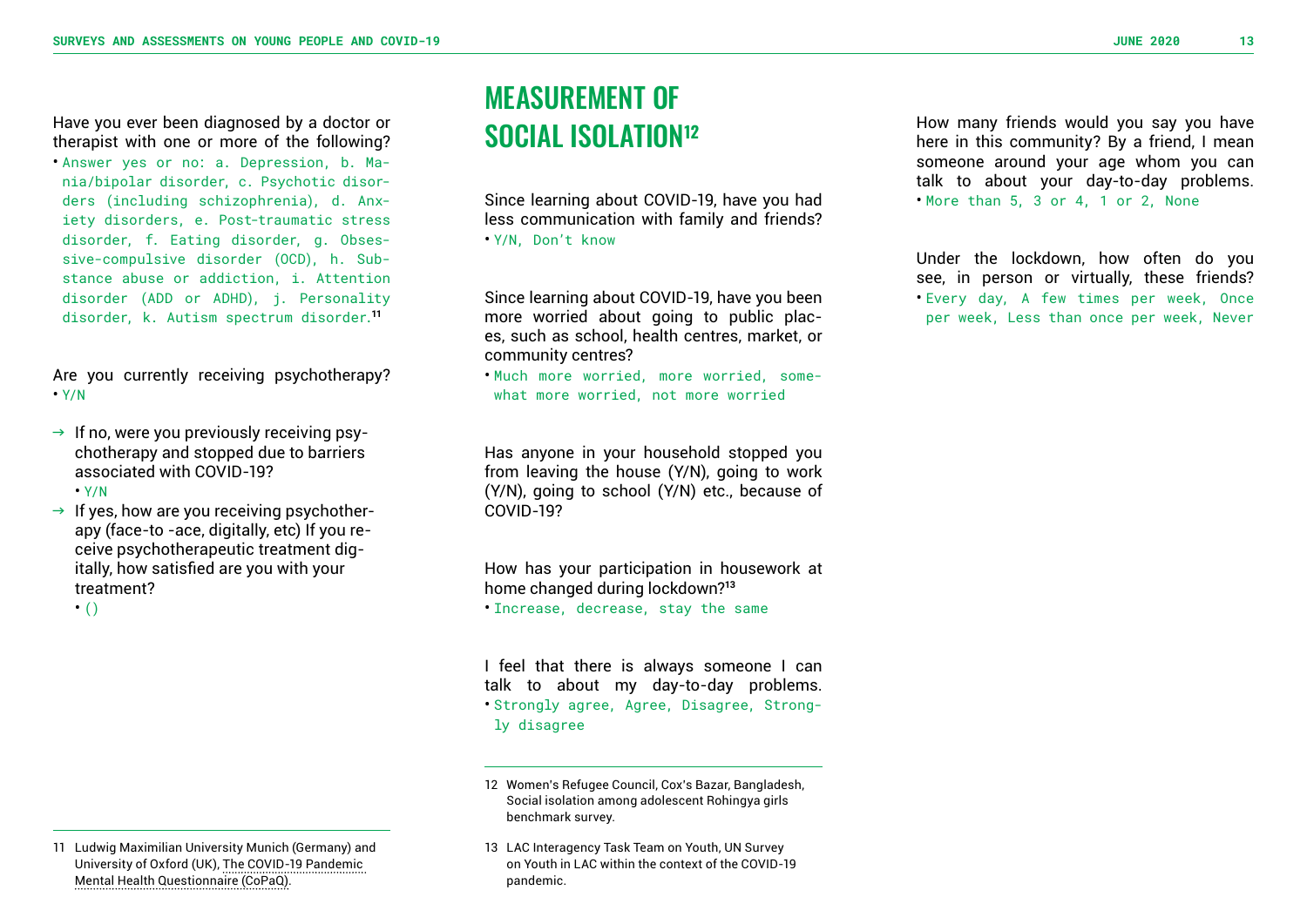Have you ever been diagnosed by a doctor or therapist with one or more of the following?

- Answer yes or no: a. Depression, b. Mania/bipolar disorder, c. Psychotic disorders (including schizophrenia), d. Anxiety disorders, e. Post-traumatic stress disorder, f. Eating disorder, g. Obsessive-compulsive disorder (OCD), h. Substance abuse or addiction, i. Attention disorder (ADD or ADHD), j. Personality disorder, k. Autism spectrum disorder.[11]

Are you currently receiving psychotherapy?

- Y/N

→ If no, were you previously receiving psychotherapy and stopped due to barriers associated with COVID-19?
  - Y/N

→ If yes, how are you receiving psychotherapy (face-to -ace, digitally, etc) If you receive psychotherapeutic treatment digitally, how satisfied are you with your treatment?
  - ()

## MEASUREMENT OF SOCIAL ISOLATION[12]

Since learning about COVID-19, have you had less communication with family and friends?

- Y/N, Don't know

Since learning about COVID-19, have you been more worried about going to public places, such as school, health centres, market, or community centres?

- Much more worried, more worried, somewhat more worried, not more worried

Has anyone in your household stopped you from leaving the house (Y/N), going to work (Y/N), going to school (Y/N) etc., because of COVID-19?

How has your participation in housework at home changed during lockdown?[13]

- Increase, decrease, stay the same

I feel that there is always someone I can talk to about my day-to-day problems.

- Strongly agree, Agree, Disagree, Strongly disagree

How many friends would you say you have here in this community? By a friend, I mean someone around your age whom you can talk to about your day-to-day problems.

- More than 5, 3 or 4, 1 or 2, None

Under the lockdown, how often do you see, in person or virtually, these friends?

- Every day, A few times per week, Once per week, Less than once per week, Never

---

11 Ludwig Maximilian University Munich (Germany) and University of Oxford (UK), The COVID-19 Pandemic Mental Health Questionnaire (CoPaQ).

12 Women's Refugee Council, Cox's Bazar, Bangladesh, Social isolation among adolescent Rohingya girls benchmark survey.

13 LAC Interagency Task Team on Youth, UN Survey on Youth in LAC within the context of the COVID-19 pandemic.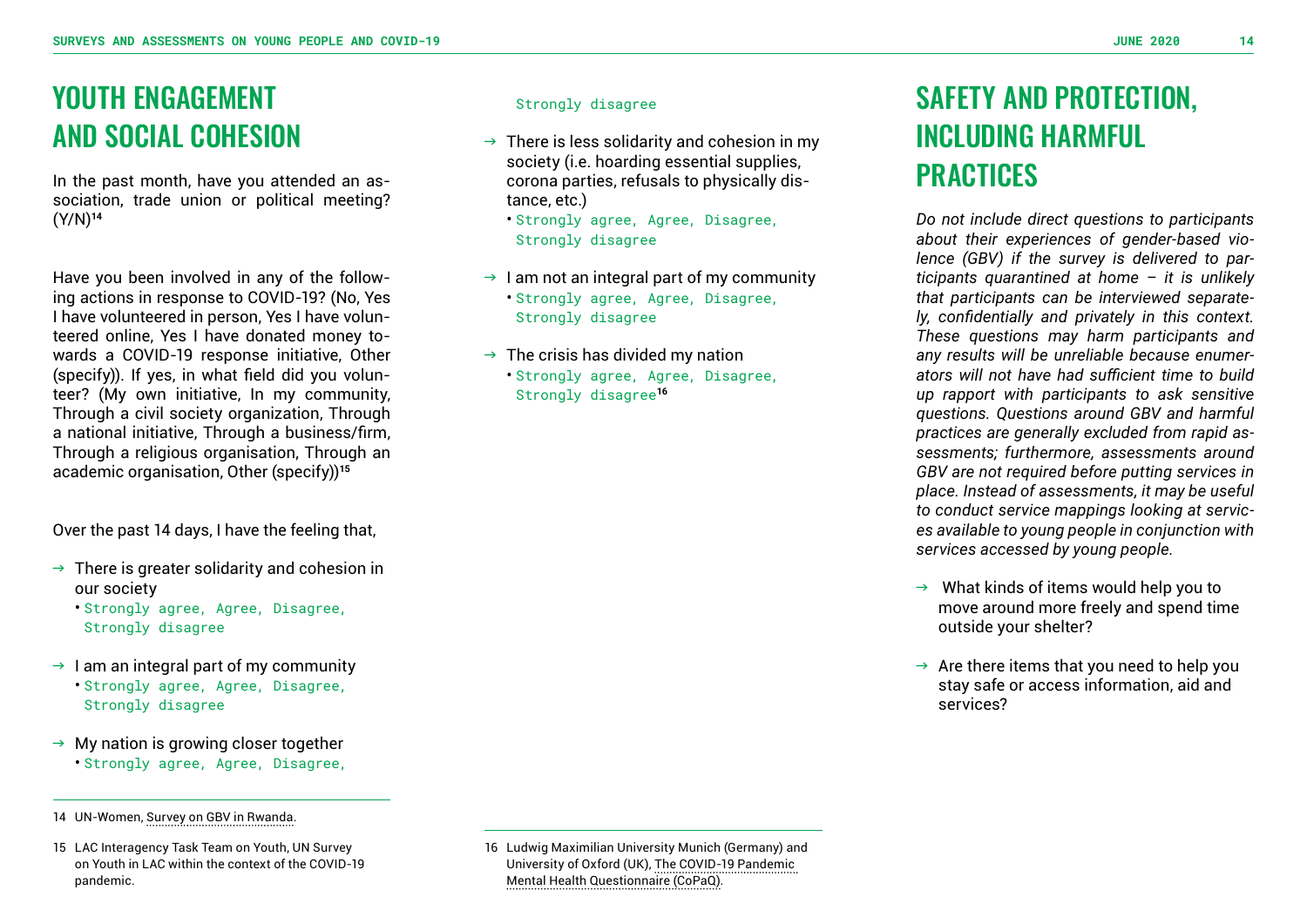# YOUTH ENGAGEMENT AND SOCIAL COHESION

In the past month, have you attended an association, trade union or political meeting? (Y/N)[14]

Have you been involved in any of the following actions in response to COVID-19? (No, Yes I have volunteered in person, Yes I have volunteered online, Yes I have donated money towards a COVID-19 response initiative, Other (specify)). If yes, in what field did you volunteer? (My own initiative, In my community, Through a civil society organization, Through a national initiative, Through a business/firm, Through a religious organisation, Through an academic organisation, Other (specify))[15]

Over the past 14 days, I have the feeling that,

- → There is greater solidarity and cohesion in our society
  - Strongly agree, Agree, Disagree, Strongly disagree
- → I am an integral part of my community
  - Strongly agree, Agree, Disagree, Strongly disagree
- → My nation is growing closer together
  - Strongly agree, Agree, Disagree, Strongly disagree
- → There is less solidarity and cohesion in my society (i.e. hoarding essential supplies, corona parties, refusals to physically distance, etc.)
  - Strongly agree, Agree, Disagree, Strongly disagree
- → I am not an integral part of my community
  - Strongly agree, Agree, Disagree, Strongly disagree
- → The crisis has divided my nation
  - Strongly agree, Agree, Disagree, Strongly disagree[16]

14 UN-Women, Survey on GBV in Rwanda.

15 LAC Interagency Task Team on Youth, UN Survey on Youth in LAC within the context of the COVID-19 pandemic.

16 Ludwig Maximilian University Munich (Germany) and University of Oxford (UK), The COVID-19 Pandemic Mental Health Questionnaire (CoPaQ).

# SAFETY AND PROTECTION, INCLUDING HARMFUL PRACTICES

*Do not include direct questions to participants about their experiences of gender-based violence (GBV) if the survey is delivered to participants quarantined at home – it is unlikely that participants can be interviewed separately, confidentially and privately in this context. These questions may harm participants and any results will be unreliable because enumerators will not have had sufficient time to build up rapport with participants to ask sensitive questions. Questions around GBV and harmful practices are generally excluded from rapid assessments; furthermore, assessments around GBV are not required before putting services in place. Instead of assessments, it may be useful to conduct service mappings looking at services available to young people in conjunction with services accessed by young people.*

- → What kinds of items would help you to move around more freely and spend time outside your shelter?
- → Are there items that you need to help you stay safe or access information, aid and services?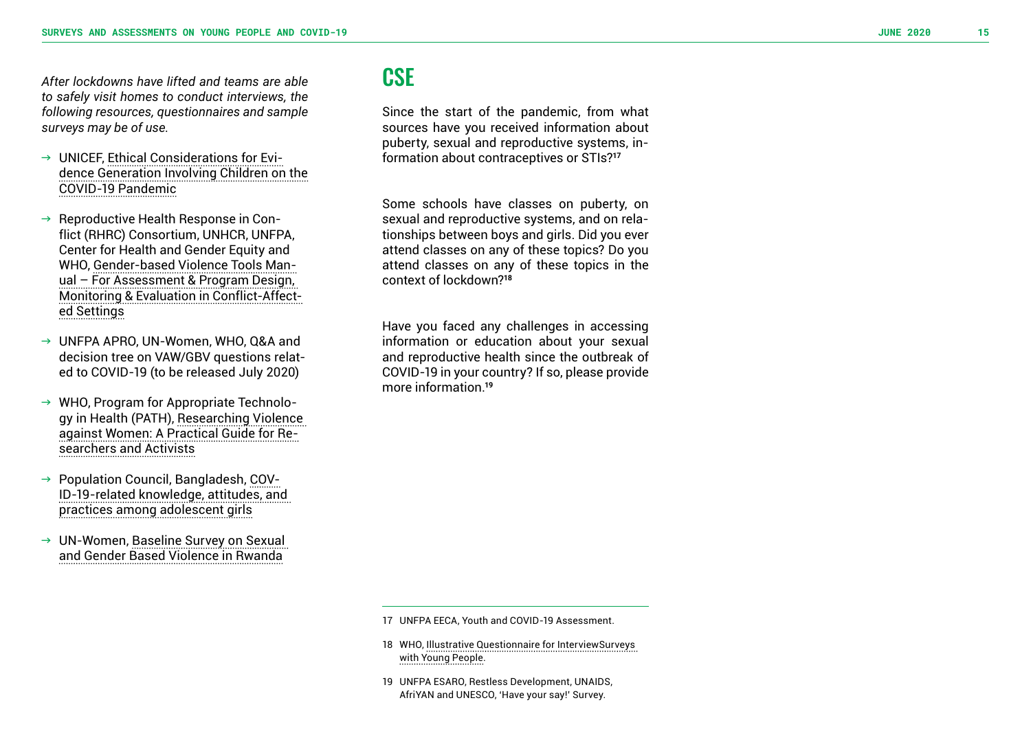*After lockdowns have lifted and teams are able to safely visit homes to conduct interviews, the following resources, questionnaires and sample surveys may be of use.*

- UNICEF, Ethical Considerations for Evidence Generation Involving Children on the COVID-19 Pandemic
- Reproductive Health Response in Conflict (RHRC) Consortium, UNHCR, UNFPA, Center for Health and Gender Equity and WHO, Gender-based Violence Tools Manual – For Assessment & Program Design, Monitoring & Evaluation in Conflict-Affected Settings
- UNFPA APRO, UN-Women, WHO, Q&A and decision tree on VAW/GBV questions related to COVID-19 (to be released July 2020)
- WHO, Program for Appropriate Technology in Health (PATH), Researching Violence against Women: A Practical Guide for Researchers and Activists
- Population Council, Bangladesh, COVID-19-related knowledge, attitudes, and practices among adolescent girls
- UN-Women, Baseline Survey on Sexual and Gender Based Violence in Rwanda

## CSE

Since the start of the pandemic, from what sources have you received information about puberty, sexual and reproductive systems, information about contraceptives or STIs?[17]

Some schools have classes on puberty, on sexual and reproductive systems, and on relationships between boys and girls. Did you ever attend classes on any of these topics? Do you attend classes on any of these topics in the context of lockdown?[18]

Have you faced any challenges in accessing information or education about your sexual and reproductive health since the outbreak of COVID-19 in your country? If so, please provide more information.[19]

---

17 UNFPA EECA, Youth and COVID-19 Assessment.

18 WHO, Illustrative Questionnaire for InterviewSurveys with Young People.

19 UNFPA ESARO, Restless Development, UNAIDS, AfriYAN and UNESCO, 'Have your say!' Survey.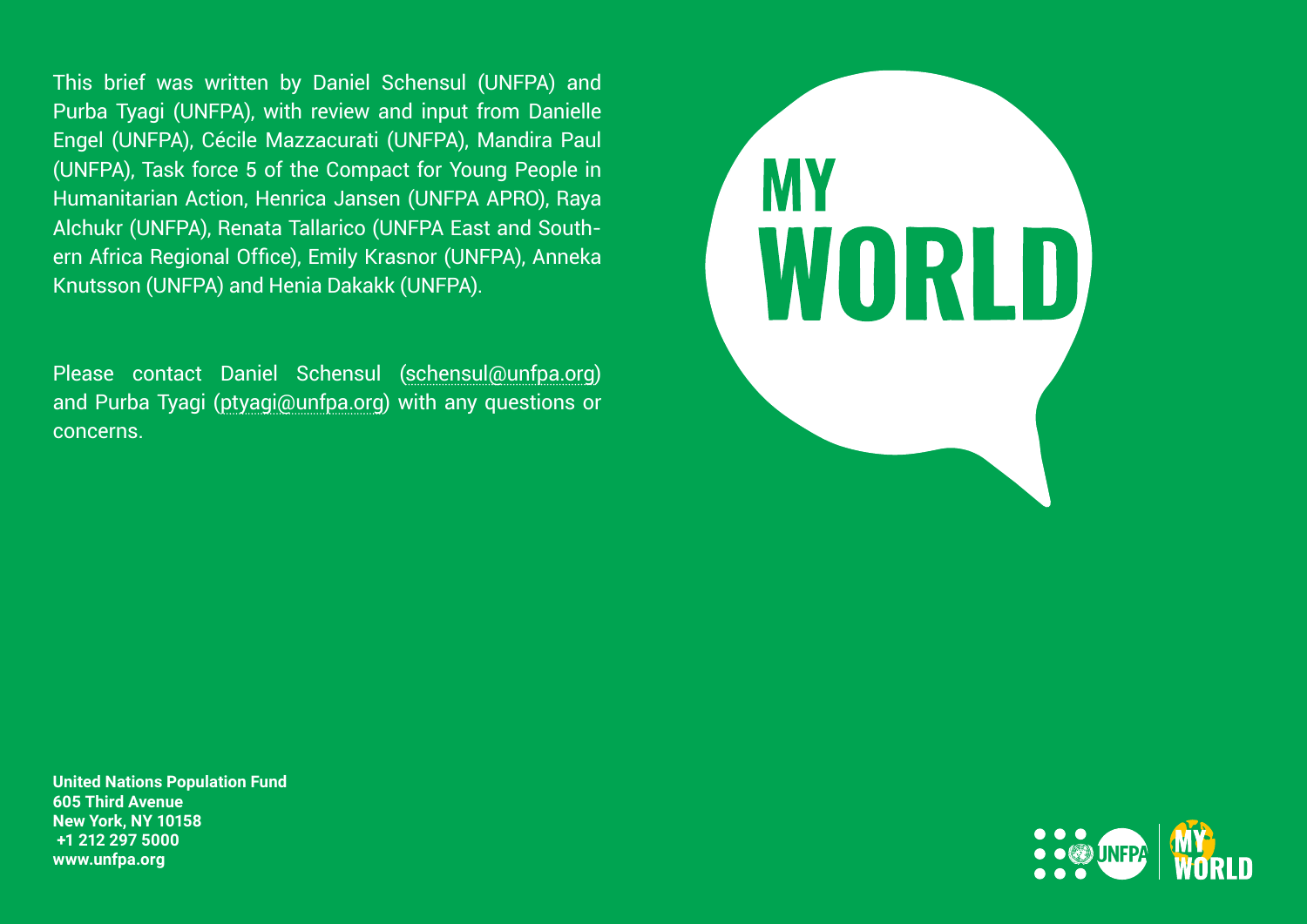This brief was written by Daniel Schensul (UNFPA) and Purba Tyagi (UNFPA), with review and input from Danielle Engel (UNFPA), Cécile Mazzacurati (UNFPA), Mandira Paul (UNFPA), Task force 5 of the Compact for Young People in Humanitarian Action, Henrica Jansen (UNFPA APRO), Raya Alchukr (UNFPA), Renata Tallarico (UNFPA East and Southern Africa Regional Office), Emily Krasnor (UNFPA), Anneka Knutsson (UNFPA) and Henia Dakakk (UNFPA).

Please contact Daniel Schensul (schensul@unfpa.org) and Purba Tyagi (ptyagi@unfpa.org) with any questions or concerns.

MY WORLD

**United Nations Population Fund**
**605 Third Avenue**
**New York, NY 10158**
**+1 212 297 5000**
**www.unfpa.org**

UNFPA MY WORLD